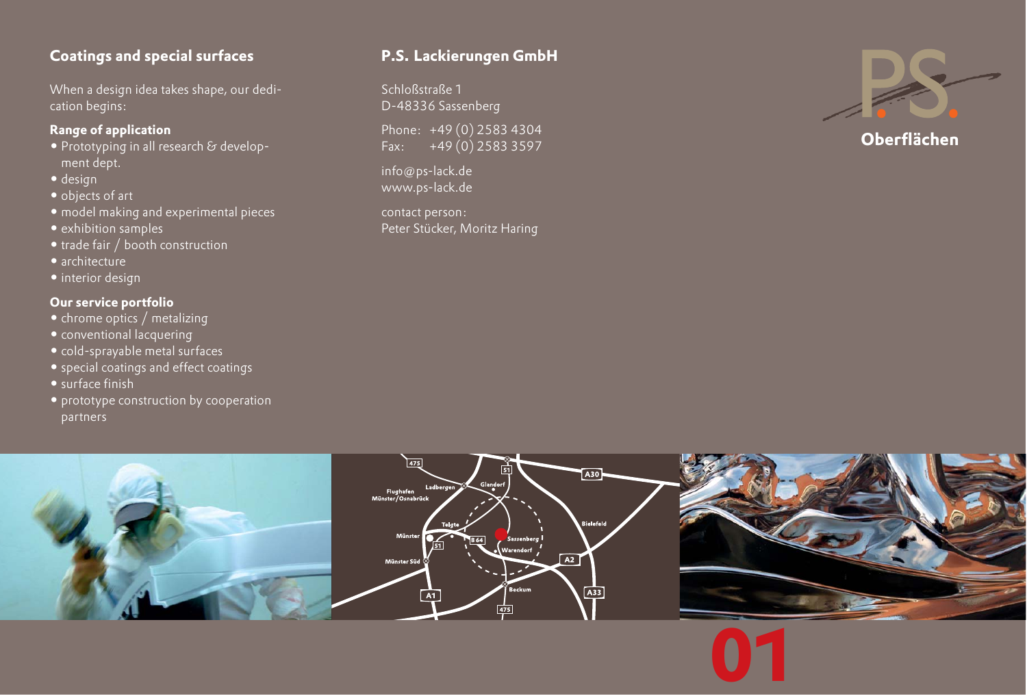## Coatings and special surfaces

When a design idea takes shape, our dedication begins:

### Range of application

- Prototyping in all research & development dept.
- design
- objects of art
- model making and experimental pieces
- exhibition samples
- trade fair / booth construction
- architecture
- interior design

### Our service portfolio

- chrome optics / metalizing
- conventional lacquering
- cold-sprayable metal surfaces
- special coatings and effect coatings
- surface finish
- prototype construction by cooperation partners

## P.S. Lackierungen GmbH

Schloßstraße 1
D-48336 Sassenberg

Phone: +49 (0) 2583 4304
Fax: +49 (0) 2583 3597

info@ps-lack.de
www.ps-lack.de

contact person:
Peter Stücker, Moritz Haring

**P.S. Oberflächen**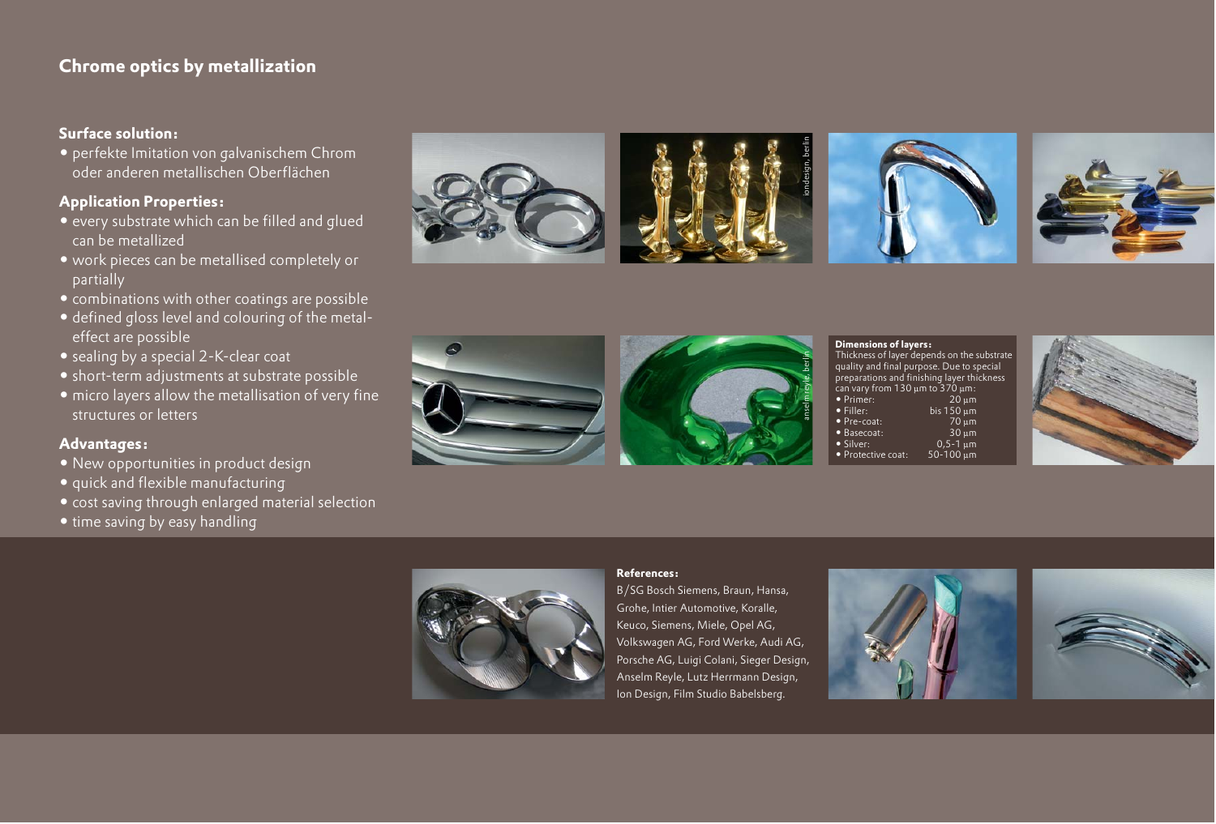## Chrome optics by metallization

### Surface solution:

- perfekte Imitation von galvanischem Chrom oder anderen metallischen Oberflächen

### Application Properties:

- every substrate which can be filled and glued can be metallized
- work pieces can be metallised completely or partially
- combinations with other coatings are possible
- defined gloss level and colouring of the metal-effect are possible
- sealing by a special 2-K-clear coat
- short-term adjustments at substrate possible
- micro layers allow the metallisation of very fine structures or letters

### Advantages:

- New opportunities in product design
- quick and flexible manufacturing
- cost saving through enlarged material selection
- time saving by easy handling

iondesign, berlin

anselm reyle, berlin

**Dimensions of layers:**
Thickness of layer depends on the substrate quality and final purpose. Due to special preparations and finishing layer thickness can vary from 130 µm to 370 µm:

| Layer | Thickness |
|---|---|
| Primer: | 20 µm |
| Filler: | bis 150 µm |
| Pre-coat: | 70 µm |
| Basecoat: | 30 µm |
| Silver: | 0,5-1 µm |
| Protective coat: | 50-100 µm |

**References:**
B/SG Bosch Siemens, Braun, Hansa, Grohe, Intier Automotive, Koralle, Keuco, Siemens, Miele, Opel AG, Volkswagen AG, Ford Werke, Audi AG, Porsche AG, Luigi Colani, Sieger Design, Anselm Reyle, Lutz Herrmann Design, Ion Design, Film Studio Babelsberg.